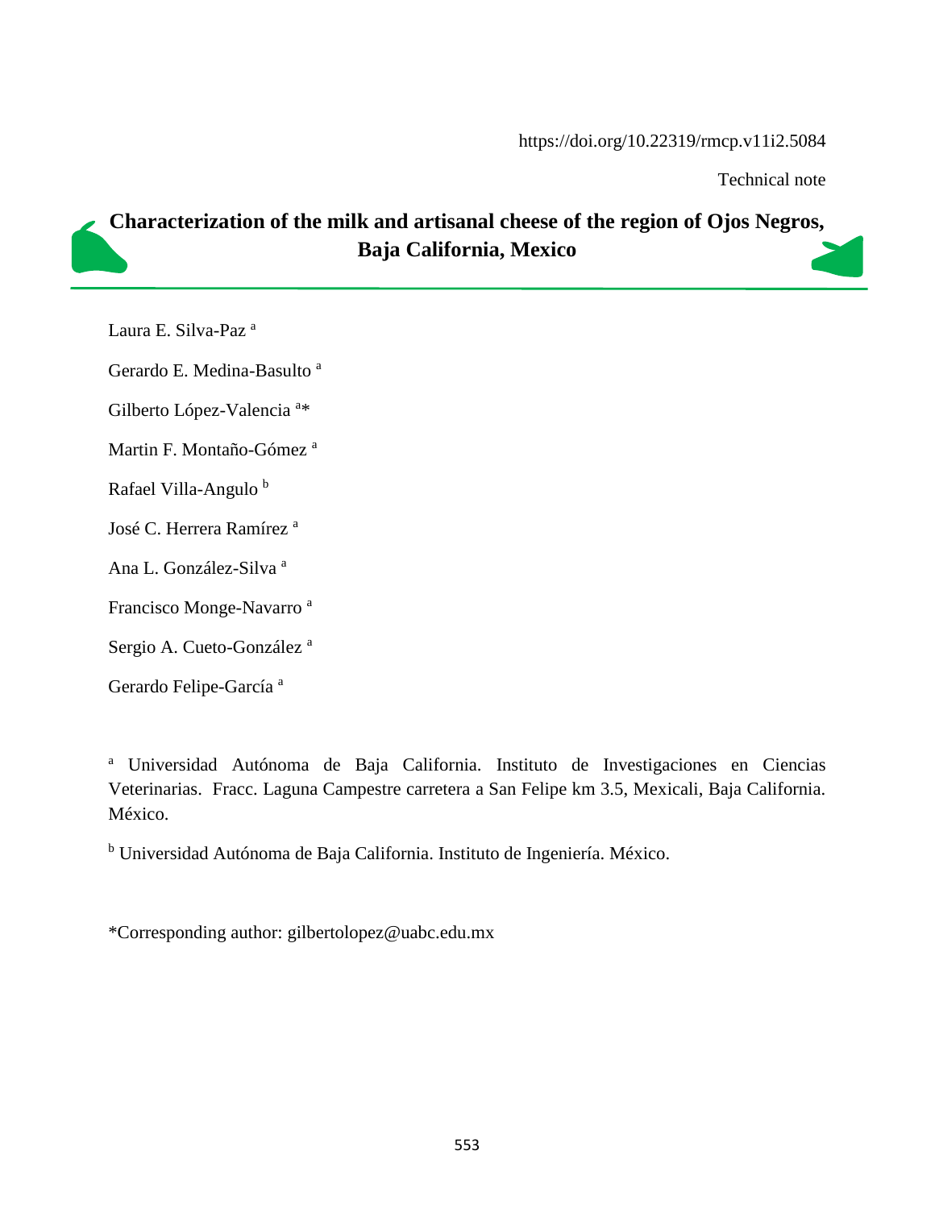https://doi.org/10.22319/rmcp.v11i2.5084

Technical note

# Characterization of the milk and artisanal cheese of the region of Ojos Negros, Baja California, Mexico

Laura E. Silva-Paz [a]

Gerardo E. Medina-Basulto [a]

Gilberto López-Valencia [a]*

Martin F. Montaño-Gómez [a]

Rafael Villa-Angulo [b]

José C. Herrera Ramírez [a]

Ana L. González-Silva [a]

Francisco Monge-Navarro [a]

Sergio A. Cueto-González [a]

Gerardo Felipe-García [a]

[a] Universidad Autónoma de Baja California. Instituto de Investigaciones en Ciencias Veterinarias. Fracc. Laguna Campestre carretera a San Felipe km 3.5, Mexicali, Baja California. México.

[b] Universidad Autónoma de Baja California. Instituto de Ingeniería. México.

*Corresponding author: gilbertolopez@uabc.edu.mx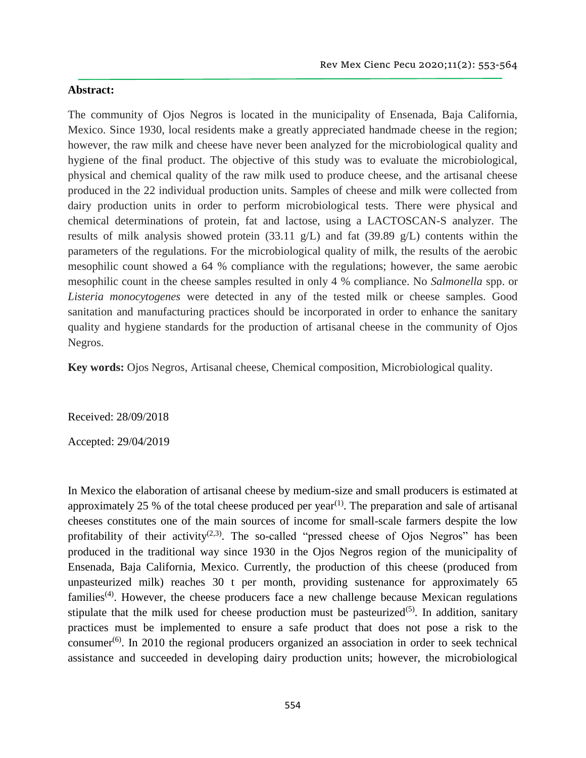## Abstract:

The community of Ojos Negros is located in the municipality of Ensenada, Baja California, Mexico. Since 1930, local residents make a greatly appreciated handmade cheese in the region; however, the raw milk and cheese have never been analyzed for the microbiological quality and hygiene of the final product. The objective of this study was to evaluate the microbiological, physical and chemical quality of the raw milk used to produce cheese, and the artisanal cheese produced in the 22 individual production units. Samples of cheese and milk were collected from dairy production units in order to perform microbiological tests. There were physical and chemical determinations of protein, fat and lactose, using a LACTOSCAN-S analyzer. The results of milk analysis showed protein (33.11 g/L) and fat (39.89 g/L) contents within the parameters of the regulations. For the microbiological quality of milk, the results of the aerobic mesophilic count showed a 64 % compliance with the regulations; however, the same aerobic mesophilic count in the cheese samples resulted in only 4 % compliance. No *Salmonella* spp. or *Listeria monocytogenes* were detected in any of the tested milk or cheese samples. Good sanitation and manufacturing practices should be incorporated in order to enhance the sanitary quality and hygiene standards for the production of artisanal cheese in the community of Ojos Negros.

**Key words:** Ojos Negros, Artisanal cheese, Chemical composition, Microbiological quality.

Received: 28/09/2018

Accepted: 29/04/2019

In Mexico the elaboration of artisanal cheese by medium-size and small producers is estimated at approximately 25 % of the total cheese produced per year[1]. The preparation and sale of artisanal cheeses constitutes one of the main sources of income for small-scale farmers despite the low profitability of their activity[2,3]. The so-called "pressed cheese of Ojos Negros" has been produced in the traditional way since 1930 in the Ojos Negros region of the municipality of Ensenada, Baja California, Mexico. Currently, the production of this cheese (produced from unpasteurized milk) reaches 30 t per month, providing sustenance for approximately 65 families[4]. However, the cheese producers face a new challenge because Mexican regulations stipulate that the milk used for cheese production must be pasteurized[5]. In addition, sanitary practices must be implemented to ensure a safe product that does not pose a risk to the consumer[6]. In 2010 the regional producers organized an association in order to seek technical assistance and succeeded in developing dairy production units; however, the microbiological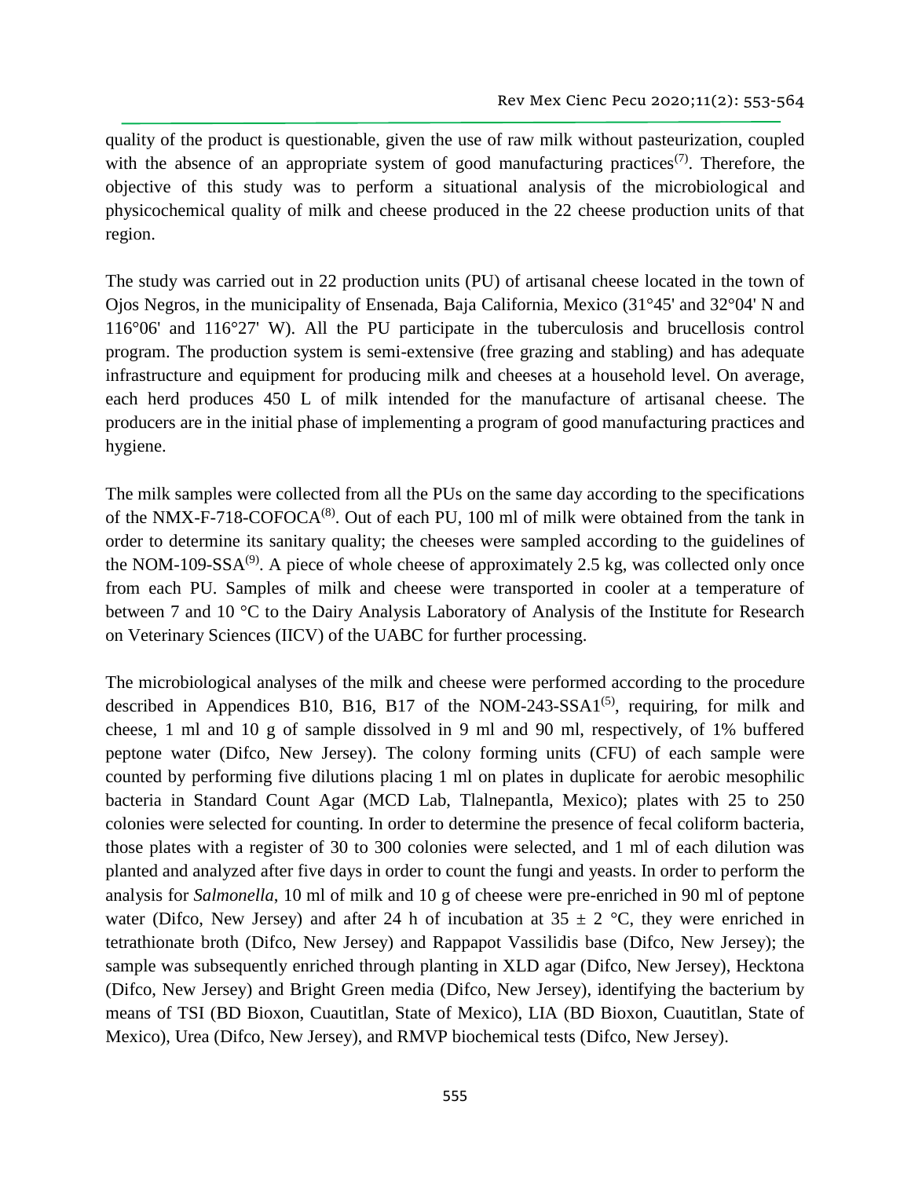quality of the product is questionable, given the use of raw milk without pasteurization, coupled with the absence of an appropriate system of good manufacturing practices[7]. Therefore, the objective of this study was to perform a situational analysis of the microbiological and physicochemical quality of milk and cheese produced in the 22 cheese production units of that region.

The study was carried out in 22 production units (PU) of artisanal cheese located in the town of Ojos Negros, in the municipality of Ensenada, Baja California, Mexico (31°45' and 32°04' N and 116°06' and 116°27' W). All the PU participate in the tuberculosis and brucellosis control program. The production system is semi-extensive (free grazing and stabling) and has adequate infrastructure and equipment for producing milk and cheeses at a household level. On average, each herd produces 450 L of milk intended for the manufacture of artisanal cheese. The producers are in the initial phase of implementing a program of good manufacturing practices and hygiene.

The milk samples were collected from all the PUs on the same day according to the specifications of the NMX-F-718-COFOCA[8]. Out of each PU, 100 ml of milk were obtained from the tank in order to determine its sanitary quality; the cheeses were sampled according to the guidelines of the NOM-109-SSA[9]. A piece of whole cheese of approximately 2.5 kg, was collected only once from each PU. Samples of milk and cheese were transported in cooler at a temperature of between 7 and 10 °C to the Dairy Analysis Laboratory of Analysis of the Institute for Research on Veterinary Sciences (IICV) of the UABC for further processing.

The microbiological analyses of the milk and cheese were performed according to the procedure described in Appendices B10, B16, B17 of the NOM-243-SSA1[5], requiring, for milk and cheese, 1 ml and 10 g of sample dissolved in 9 ml and 90 ml, respectively, of 1% buffered peptone water (Difco, New Jersey). The colony forming units (CFU) of each sample were counted by performing five dilutions placing 1 ml on plates in duplicate for aerobic mesophilic bacteria in Standard Count Agar (MCD Lab, Tlalnepantla, Mexico); plates with 25 to 250 colonies were selected for counting. In order to determine the presence of fecal coliform bacteria, those plates with a register of 30 to 300 colonies were selected, and 1 ml of each dilution was planted and analyzed after five days in order to count the fungi and yeasts. In order to perform the analysis for *Salmonella*, 10 ml of milk and 10 g of cheese were pre-enriched in 90 ml of peptone water (Difco, New Jersey) and after 24 h of incubation at $35 \pm 2$ °C, they were enriched in tetrathionate broth (Difco, New Jersey) and Rappapot Vassilidis base (Difco, New Jersey); the sample was subsequently enriched through planting in XLD agar (Difco, New Jersey), Hecktona (Difco, New Jersey) and Bright Green media (Difco, New Jersey), identifying the bacterium by means of TSI (BD Bioxon, Cuautitlan, State of Mexico), LIA (BD Bioxon, Cuautitlan, State of Mexico), Urea (Difco, New Jersey), and RMVP biochemical tests (Difco, New Jersey).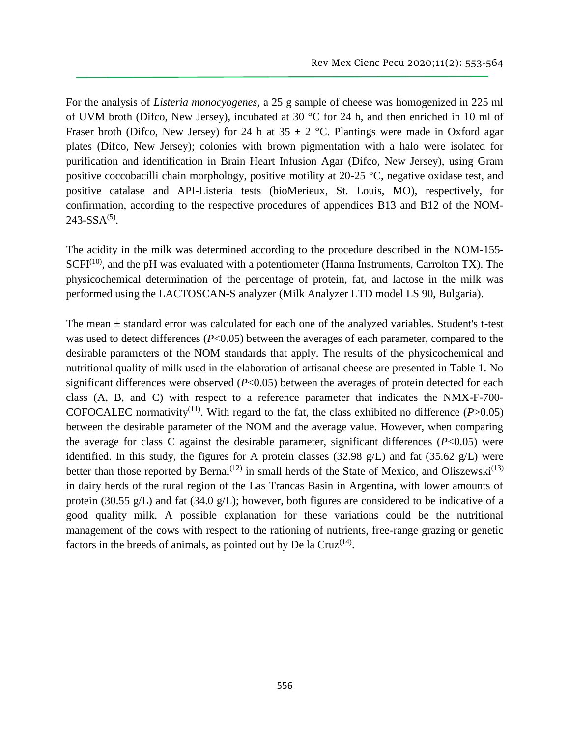For the analysis of *Listeria monocyogenes*, a 25 g sample of cheese was homogenized in 225 ml of UVM broth (Difco, New Jersey), incubated at 30 °C for 24 h, and then enriched in 10 ml of Fraser broth (Difco, New Jersey) for 24 h at 35 ± 2 °C. Plantings were made in Oxford agar plates (Difco, New Jersey); colonies with brown pigmentation with a halo were isolated for purification and identification in Brain Heart Infusion Agar (Difco, New Jersey), using Gram positive coccobacilli chain morphology, positive motility at 20-25 °C, negative oxidase test, and positive catalase and API-Listeria tests (bioMerieux, St. Louis, MO), respectively, for confirmation, according to the respective procedures of appendices B13 and B12 of the NOM-243-SSA[5].

The acidity in the milk was determined according to the procedure described in the NOM-155-SCFI[10], and the pH was evaluated with a potentiometer (Hanna Instruments, Carrolton TX). The physicochemical determination of the percentage of protein, fat, and lactose in the milk was performed using the LACTOSCAN-S analyzer (Milk Analyzer LTD model LS 90, Bulgaria).

The mean ± standard error was calculated for each one of the analyzed variables. Student's t-test was used to detect differences ($P$<0.05) between the averages of each parameter, compared to the desirable parameters of the NOM standards that apply. The results of the physicochemical and nutritional quality of milk used in the elaboration of artisanal cheese are presented in Table 1. No significant differences were observed ($P$<0.05) between the averages of protein detected for each class (A, B, and C) with respect to a reference parameter that indicates the NMX-F-700-COFOCALEC normativity[11]. With regard to the fat, the class exhibited no difference ($P$>0.05) between the desirable parameter of the NOM and the average value. However, when comparing the average for class C against the desirable parameter, significant differences ($P$<0.05) were identified. In this study, the figures for A protein classes (32.98 g/L) and fat (35.62 g/L) were better than those reported by Bernal[12] in small herds of the State of Mexico, and Oliszewski[13] in dairy herds of the rural region of the Las Trancas Basin in Argentina, with lower amounts of protein (30.55 g/L) and fat (34.0 g/L); however, both figures are considered to be indicative of a good quality milk. A possible explanation for these variations could be the nutritional management of the cows with respect to the rationing of nutrients, free-range grazing or genetic factors in the breeds of animals, as pointed out by De la Cruz[14].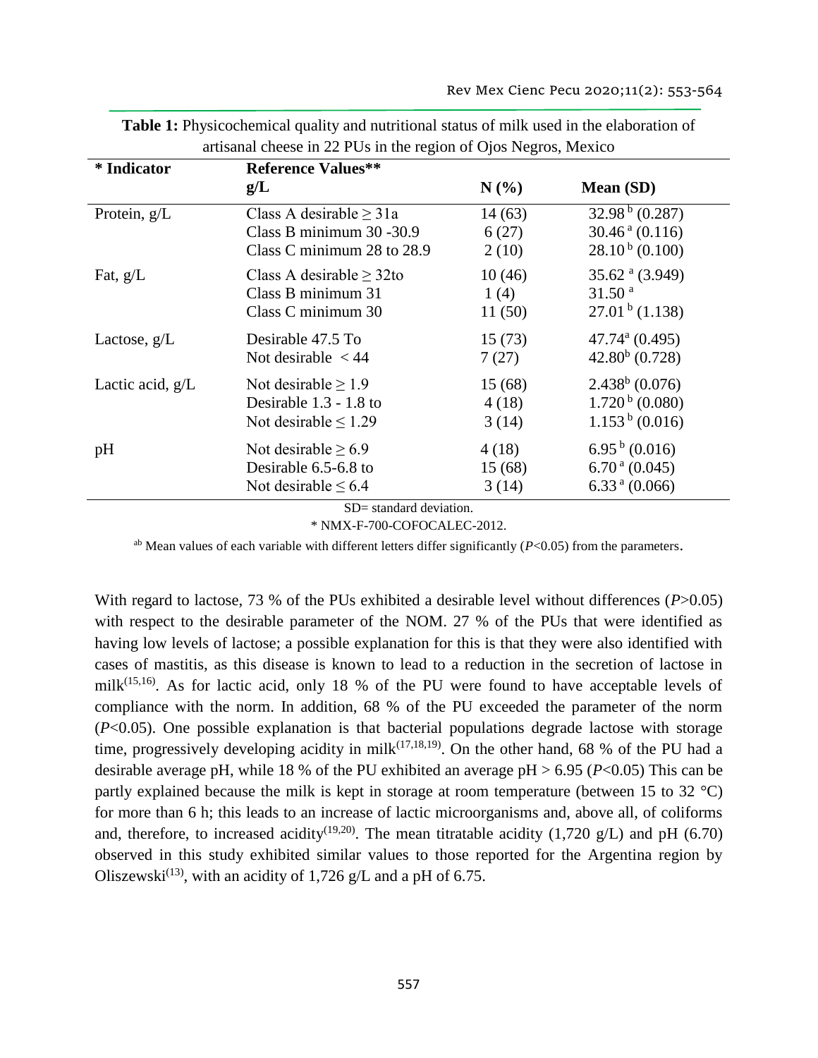**Table 1:** Physicochemical quality and nutritional status of milk used in the elaboration of artisanal cheese in 22 PUs in the region of Ojos Negros, Mexico

| * Indicator | Reference Values** g/L | N (%) | Mean (SD) |
|---|---|---|---|
| Protein, g/L | Class A desirable ≥ 31a | 14 (63) | $32.98^{b}$ (0.287) |
| | Class B minimum 30 -30.9 | 6 (27) | $30.46^{a}$ (0.116) |
| | Class C minimum 28 to 28.9 | 2 (10) | $28.10^{b}$ (0.100) |
| Fat, g/L | Class A desirable ≥ 32to | 10 (46) | $35.62^{a}$ (3.949) |
| | Class B minimum 31 | 1 (4) | $31.50^{a}$ |
| | Class C minimum 30 | 11 (50) | $27.01^{b}$ (1.138) |
| Lactose, g/L | Desirable 47.5 To | 15 (73) | $47.74^{a}$ (0.495) |
| | Not desirable < 44 | 7 (27) | $42.80^{b}$ (0.728) |
| Lactic acid, g/L | Not desirable ≥ 1.9 | 15 (68) | $2.438^{b}$ (0.076) |
| | Desirable 1.3 - 1.8 to | 4 (18) | $1.720^{b}$ (0.080) |
| | Not desirable ≤ 1.29 | 3 (14) | $1.153^{b}$ (0.016) |
| pH | Not desirable ≥ 6.9 | 4 (18) | $6.95^{b}$ (0.016) |
| | Desirable 6.5-6.8 to | 15 (68) | $6.70^{a}$ (0.045) |
| | Not desirable ≤ 6.4 | 3 (14) | $6.33^{a}$ (0.066) |

SD= standard deviation.

* NMX-F-700-COFOCALEC-2012.

[ab] Mean values of each variable with different letters differ significantly ($P<0.05$) from the parameters.

With regard to lactose, 73 % of the PUs exhibited a desirable level without differences ($P>0.05$) with respect to the desirable parameter of the NOM. 27 % of the PUs that were identified as having low levels of lactose; a possible explanation for this is that they were also identified with cases of mastitis, as this disease is known to lead to a reduction in the secretion of lactose in milk[15,16]. As for lactic acid, only 18 % of the PU were found to have acceptable levels of compliance with the norm. In addition, 68 % of the PU exceeded the parameter of the norm ($P<0.05$). One possible explanation is that bacterial populations degrade lactose with storage time, progressively developing acidity in milk[17,18,19]. On the other hand, 68 % of the PU had a desirable average pH, while 18 % of the PU exhibited an average pH > 6.95 ($P<0.05$) This can be partly explained because the milk is kept in storage at room temperature (between 15 to 32 °C) for more than 6 h; this leads to an increase of lactic microorganisms and, above all, of coliforms and, therefore, to increased acidity[19,20]. The mean titratable acidity (1,720 g/L) and pH (6.70) observed in this study exhibited similar values to those reported for the Argentina region by Oliszewski[13], with an acidity of 1,726 g/L and a pH of 6.75.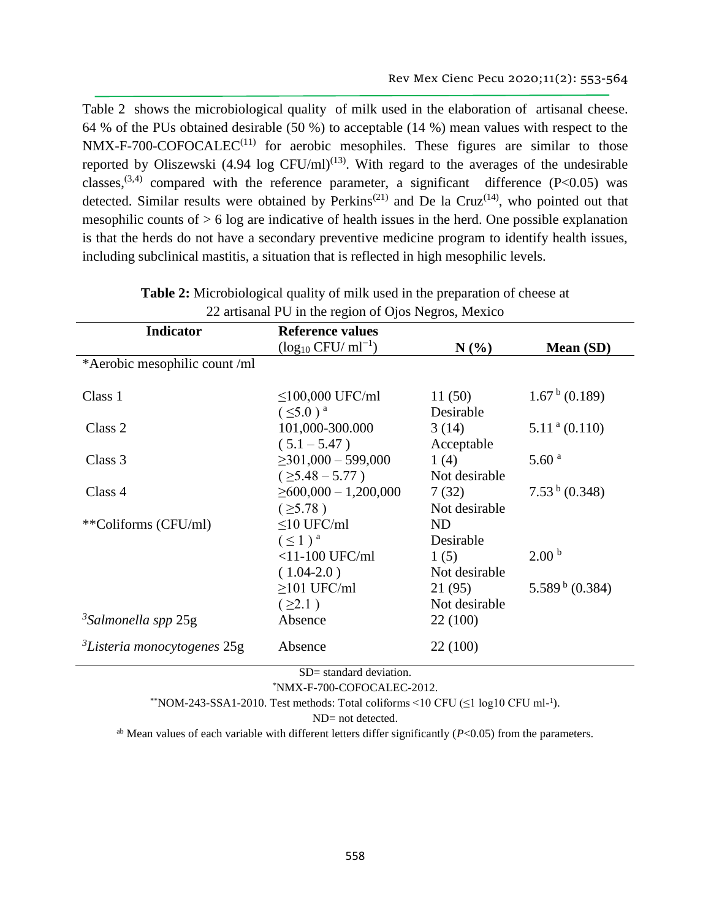Table 2 shows the microbiological quality of milk used in the elaboration of artisanal cheese. 64 % of the PUs obtained desirable (50 %) to acceptable (14 %) mean values with respect to the NMX-F-700-COFOCALEC[11] for aerobic mesophiles. These figures are similar to those reported by Oliszewski (4.94 log CFU/ml)[13]. With regard to the averages of the undesirable classes,[3,4] compared with the reference parameter, a significant difference (P<0.05) was detected. Similar results were obtained by Perkins[21] and De la Cruz[14], who pointed out that mesophilic counts of > 6 log are indicative of health issues in the herd. One possible explanation is that the herds do not have a secondary preventive medicine program to identify health issues, including subclinical mastitis, a situation that is reflected in high mesophilic levels.

**Table 2:** Microbiological quality of milk used in the preparation of cheese at 22 artisanal PU in the region of Ojos Negros, Mexico

| Indicator | Reference values ($\log_{10}$ CFU/ $ml^{-1}$) | N (%) | Mean (SD) |
|---|---|---|---|
| *Aerobic mesophilic count /ml | | | |
| Class 1 | ≤100,000 UFC/ml (≤5.0) [a] | 11 (50) Desirable | 1.67 [b] (0.189) |
| Class 2 | 101,000-300.000 (5.1 – 5.47) | 3 (14) Acceptable | 5.11 [a] (0.110) |
| Class 3 | ≥301,000 – 599,000 (≥5.48 – 5.77) | 1 (4) Not desirable | 5.60 [a] |
| Class 4 | ≥600,000 – 1,200,000 (≥5.78) | 7 (32) Not desirable | 7.53 [b] (0.348) |
| **Coliforms (CFU/ml) | ≤10 UFC/ml (≤ 1) [a] | ND Desirable | |
| | <11-100 UFC/ml (1.04-2.0) | 1 (5) Not desirable | 2.00 [b] |
| | ≥101 UFC/ml (≥2.1) | 21 (95) Not desirable | 5.589 [b] (0.384) |
| [3]*Salmonella spp* 25g | Absence | 22 (100) | |
| [3]*Listeria monocytogenes* 25g | Absence | 22 (100) | |

SD= standard deviation.

*NMX-F-700-COFOCALEC-2012.

**NOM-243-SSA1-2010. Test methods: Total coliforms <10 CFU (≤1 log10 CFU $ml^{-1}$).

ND= not detected.

[ab] Mean values of each variable with different letters differ significantly (*P*<0.05) from the parameters.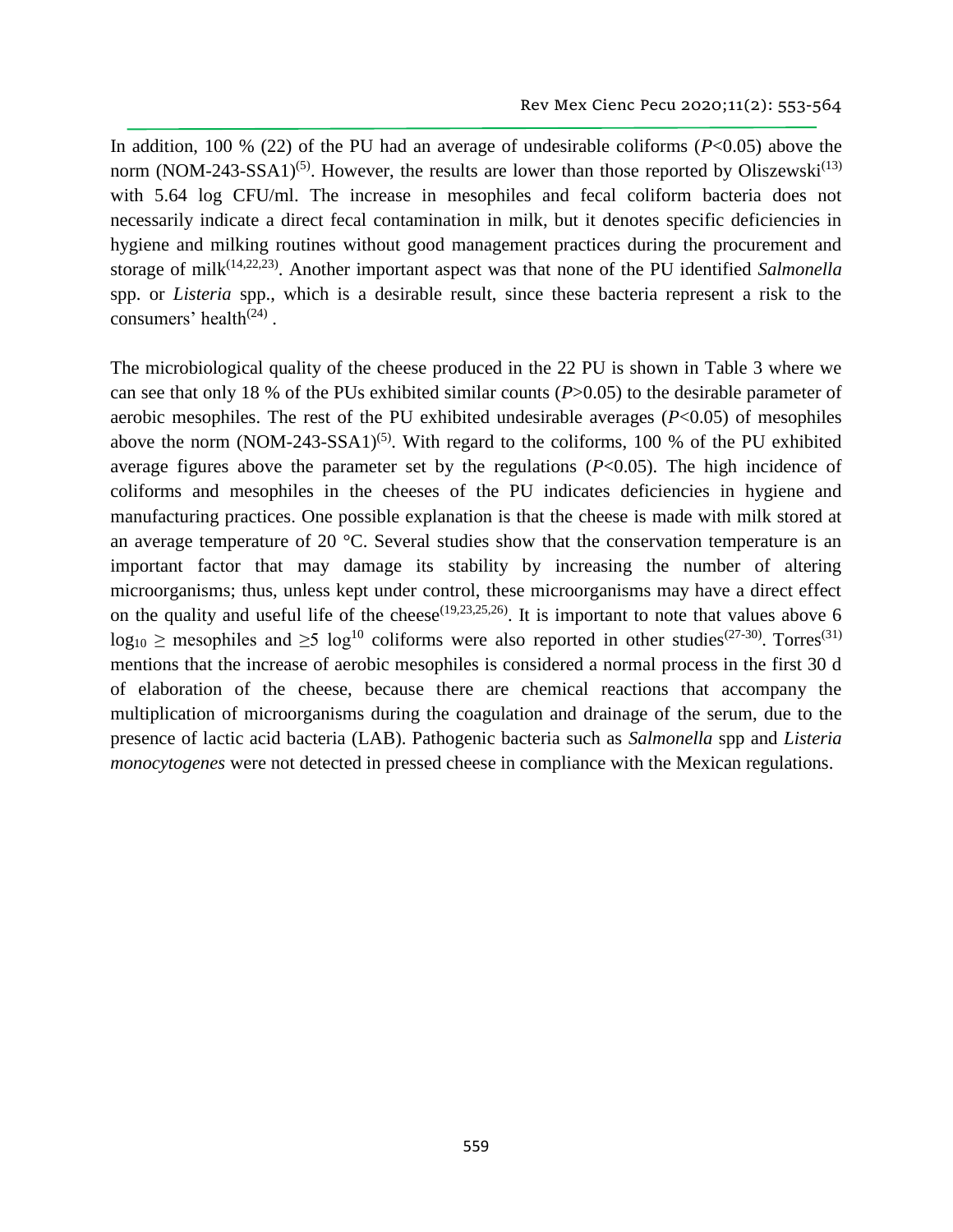In addition, 100 % (22) of the PU had an average of undesirable coliforms ($P<0.05$) above the norm (NOM-243-SSA1)[5]. However, the results are lower than those reported by Oliszewski[13] with 5.64 log CFU/ml. The increase in mesophiles and fecal coliform bacteria does not necessarily indicate a direct fecal contamination in milk, but it denotes specific deficiencies in hygiene and milking routines without good management practices during the procurement and storage of milk[14,22,23]. Another important aspect was that none of the PU identified *Salmonella* spp. or *Listeria* spp., which is a desirable result, since these bacteria represent a risk to the consumers' health[24] .

The microbiological quality of the cheese produced in the 22 PU is shown in Table 3 where we can see that only 18 % of the PUs exhibited similar counts ($P>0.05$) to the desirable parameter of aerobic mesophiles. The rest of the PU exhibited undesirable averages ($P<0.05$) of mesophiles above the norm (NOM-243-SSA1)[5]. With regard to the coliforms, 100 % of the PU exhibited average figures above the parameter set by the regulations ($P<0.05$). The high incidence of coliforms and mesophiles in the cheeses of the PU indicates deficiencies in hygiene and manufacturing practices. One possible explanation is that the cheese is made with milk stored at an average temperature of 20 °C. Several studies show that the conservation temperature is an important factor that may damage its stability by increasing the number of altering microorganisms; thus, unless kept under control, these microorganisms may have a direct effect on the quality and useful life of the cheese[19,23,25,26]. It is important to note that values above 6 $\log_{10} \geq$ mesophiles and $\geq 5 \log^{10}$ coliforms were also reported in other studies[27-30]. Torres[31] mentions that the increase of aerobic mesophiles is considered a normal process in the first 30 d of elaboration of the cheese, because there are chemical reactions that accompany the multiplication of microorganisms during the coagulation and drainage of the serum, due to the presence of lactic acid bacteria (LAB). Pathogenic bacteria such as *Salmonella* spp and *Listeria monocytogenes* were not detected in pressed cheese in compliance with the Mexican regulations.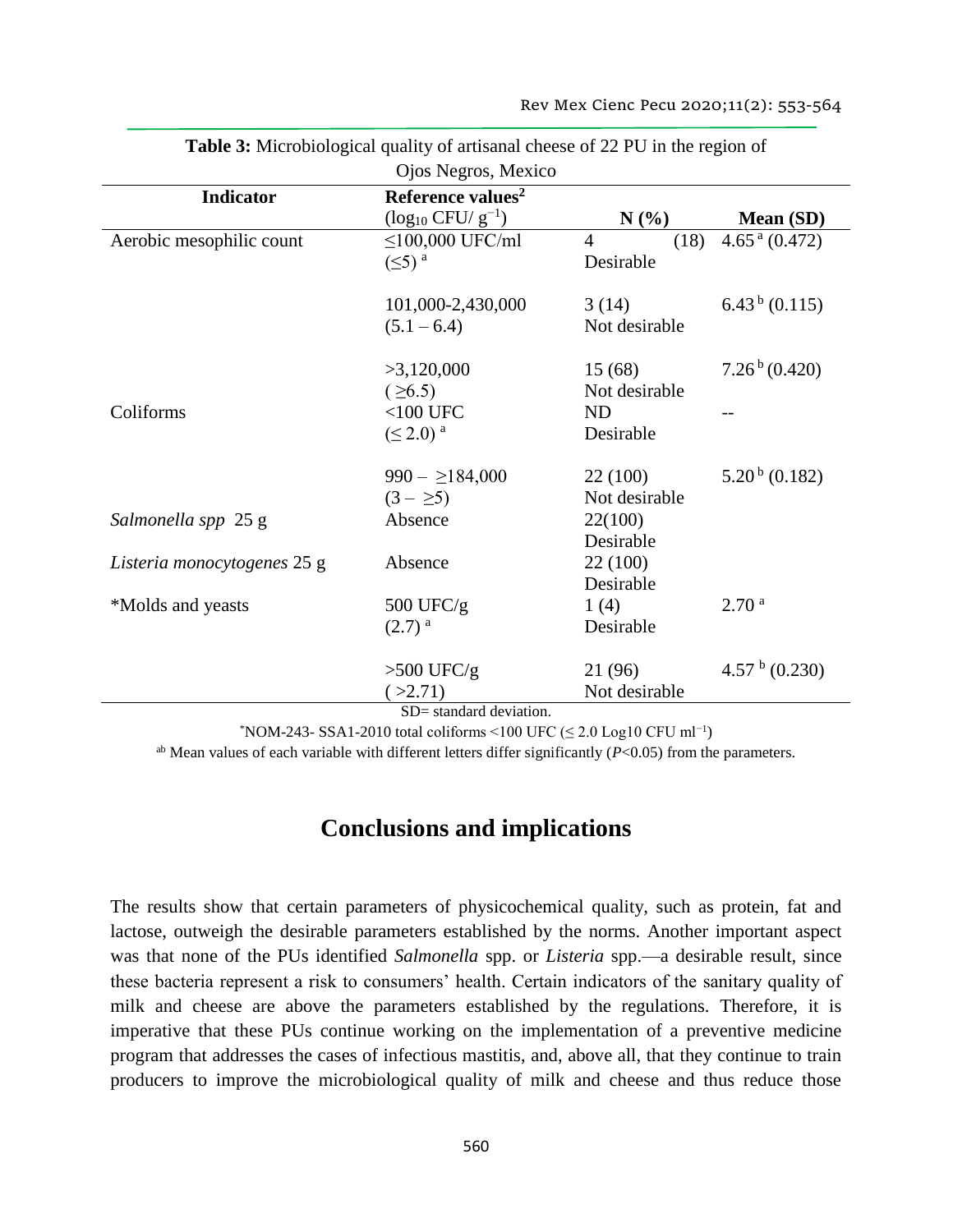**Table 3:** Microbiological quality of artisanal cheese of 22 PU in the region of Ojos Negros, Mexico

| Indicator | Reference values[2] ($\log_{10}$ CFU/ $g^{-1}$) | N (%) | Mean (SD) |
|---|---|---|---|
| Aerobic mesophilic count | ≤100,000 UFC/ml (≤5) [a] | 4 (18) Desirable | 4.65 [a] (0.472) |
| | 101,000-2,430,000 (5.1 – 6.4) | 3 (14) Not desirable | 6.43 [b] (0.115) |
| | >3,120,000 ( ≥6.5) | 15 (68) Not desirable | 7.26 [b] (0.420) |
| Coliforms | <100 UFC (≤ 2.0) [a] | ND Desirable | -- |
| | 990 – ≥184,000 (3 – ≥5) | 22 (100) Not desirable | 5.20 [b] (0.182) |
| *Salmonella spp* 25 g | Absence | 22(100) Desirable | |
| *Listeria monocytogenes* 25 g | Absence | 22 (100) Desirable | |
| *Molds and yeasts | 500 UFC/g (2.7) [a] | 1 (4) Desirable | 2.70 [a] |
| | >500 UFC/g ( >2.71) | 21 (96) Not desirable | 4.57 [b] (0.230) |

SD= standard deviation.

*NOM-243- SSA1-2010 total coliforms <100 UFC (≤ 2.0 Log10 CFU $ml^{-1}$)

[ab] Mean values of each variable with different letters differ significantly ($P$<0.05) from the parameters.

## Conclusions and implications

The results show that certain parameters of physicochemical quality, such as protein, fat and lactose, outweigh the desirable parameters established by the norms. Another important aspect was that none of the PUs identified *Salmonella* spp. or *Listeria* spp.—a desirable result, since these bacteria represent a risk to consumers' health. Certain indicators of the sanitary quality of milk and cheese are above the parameters established by the regulations. Therefore, it is imperative that these PUs continue working on the implementation of a preventive medicine program that addresses the cases of infectious mastitis, and, above all, that they continue to train producers to improve the microbiological quality of milk and cheese and thus reduce those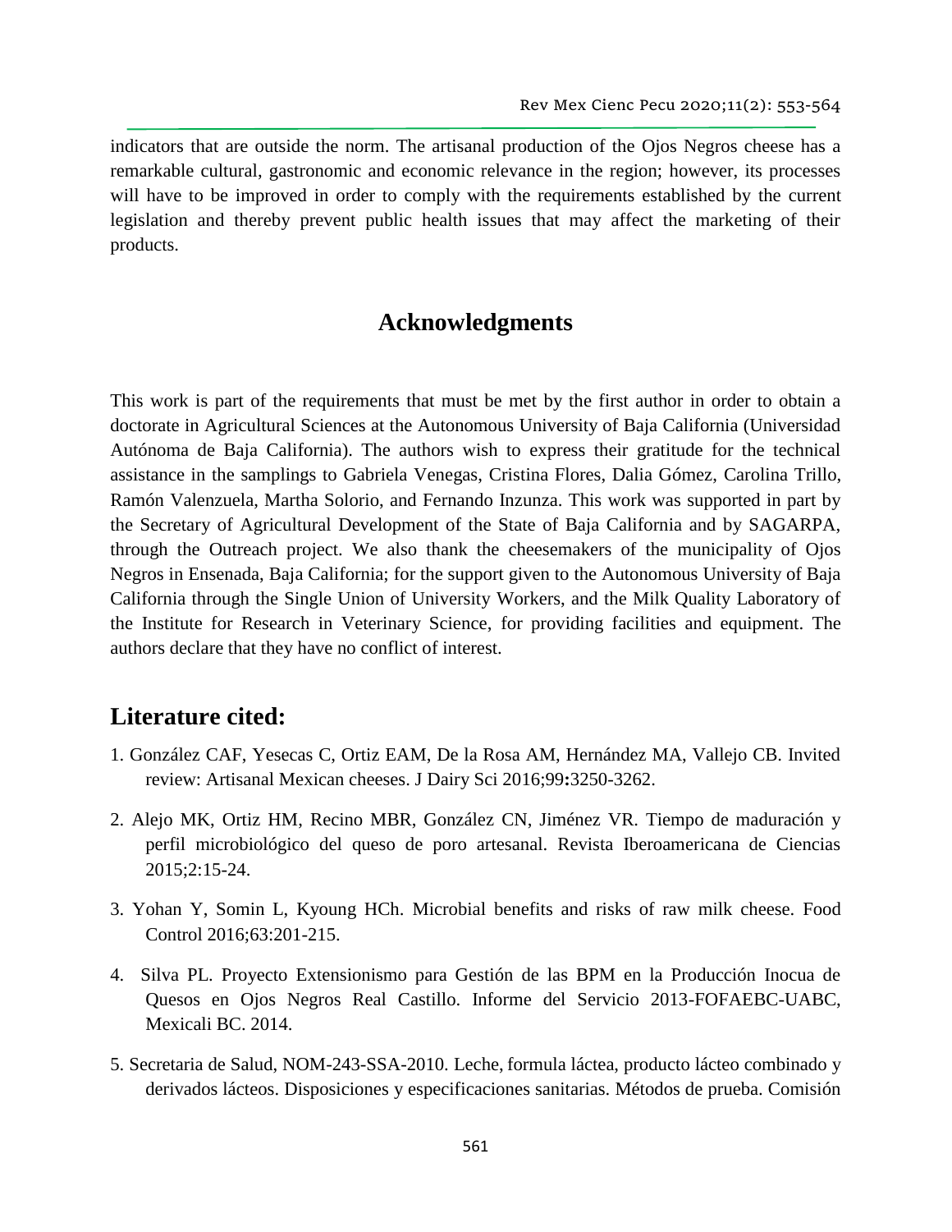indicators that are outside the norm. The artisanal production of the Ojos Negros cheese has a remarkable cultural, gastronomic and economic relevance in the region; however, its processes will have to be improved in order to comply with the requirements established by the current legislation and thereby prevent public health issues that may affect the marketing of their products.

## Acknowledgments

This work is part of the requirements that must be met by the first author in order to obtain a doctorate in Agricultural Sciences at the Autonomous University of Baja California (Universidad Autónoma de Baja California). The authors wish to express their gratitude for the technical assistance in the samplings to Gabriela Venegas, Cristina Flores, Dalia Gómez, Carolina Trillo, Ramón Valenzuela, Martha Solorio, and Fernando Inzunza. This work was supported in part by the Secretary of Agricultural Development of the State of Baja California and by SAGARPA, through the Outreach project. We also thank the cheesemakers of the municipality of Ojos Negros in Ensenada, Baja California; for the support given to the Autonomous University of Baja California through the Single Union of University Workers, and the Milk Quality Laboratory of the Institute for Research in Veterinary Science, for providing facilities and equipment. The authors declare that they have no conflict of interest.

## Literature cited:

1. González CAF, Yesecas C, Ortiz EAM, De la Rosa AM, Hernández MA, Vallejo CB. Invited review: Artisanal Mexican cheeses. J Dairy Sci 2016;99**:**3250-3262.

2. Alejo MK, Ortiz HM, Recino MBR, González CN, Jiménez VR. Tiempo de maduración y perfil microbiológico del queso de poro artesanal. Revista Iberoamericana de Ciencias 2015;2:15-24.

3. Yohan Y, Somin L, Kyoung HCh. Microbial benefits and risks of raw milk cheese. Food Control 2016;63:201-215.

4. Silva PL. Proyecto Extensionismo para Gestión de las BPM en la Producción Inocua de Quesos en Ojos Negros Real Castillo. Informe del Servicio 2013-FOFAEBC-UABC, Mexicali BC. 2014.

5. Secretaria de Salud, NOM-243-SSA-2010. Leche, formula láctea, producto lácteo combinado y derivados lácteos. Disposiciones y especificaciones sanitarias. Métodos de prueba. Comisión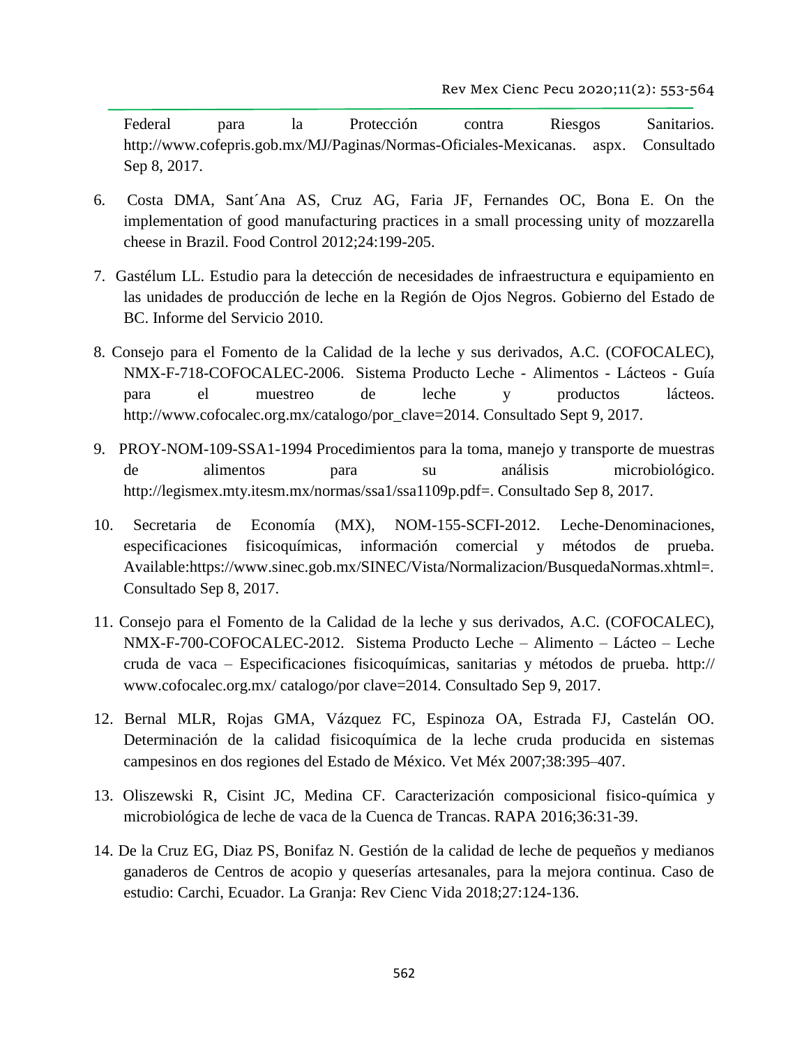Federal para la Protección contra Riesgos Sanitarios. http://www.cofepris.gob.mx/MJ/Paginas/Normas-Oficiales-Mexicanas. aspx. Consultado Sep 8, 2017.

6. Costa DMA, Sant´Ana AS, Cruz AG, Faria JF, Fernandes OC, Bona E. On the implementation of good manufacturing practices in a small processing unity of mozzarella cheese in Brazil. Food Control 2012;24:199-205.

7. Gastélum LL. Estudio para la detección de necesidades de infraestructura e equipamiento en las unidades de producción de leche en la Región de Ojos Negros. Gobierno del Estado de BC. Informe del Servicio 2010.

8. Consejo para el Fomento de la Calidad de la leche y sus derivados, A.C. (COFOCALEC), NMX-F-718-COFOCALEC-2006. Sistema Producto Leche - Alimentos - Lácteos - Guía para el muestreo de leche y productos lácteos. http://www.cofocalec.org.mx/catalogo/por_clave=2014. Consultado Sept 9, 2017.

9. PROY-NOM-109-SSA1-1994 Procedimientos para la toma, manejo y transporte de muestras de alimentos para su análisis microbiológico. http://legismex.mty.itesm.mx/normas/ssa1/ssa1109p.pdf=. Consultado Sep 8, 2017.

10. Secretaria de Economía (MX), NOM-155-SCFI-2012. Leche-Denominaciones, especificaciones fisicoquímicas, información comercial y métodos de prueba. Available:https://www.sinec.gob.mx/SINEC/Vista/Normalizacion/BusquedaNormas.xhtml=. Consultado Sep 8, 2017.

11. Consejo para el Fomento de la Calidad de la leche y sus derivados, A.C. (COFOCALEC), NMX-F-700-COFOCALEC-2012. Sistema Producto Leche – Alimento – Lácteo – Leche cruda de vaca – Especificaciones fisicoquímicas, sanitarias y métodos de prueba. http:// www.cofocalec.org.mx/ catalogo/por clave=2014. Consultado Sep 9, 2017.

12. Bernal MLR, Rojas GMA, Vázquez FC, Espinoza OA, Estrada FJ, Castelán OO. Determinación de la calidad fisicoquímica de la leche cruda producida en sistemas campesinos en dos regiones del Estado de México. Vet Méx 2007;38:395–407.

13. Oliszewski R, Cisint JC, Medina CF. Caracterización composicional fisico-química y microbiológica de leche de vaca de la Cuenca de Trancas. RAPA 2016;36:31-39.

14. De la Cruz EG, Diaz PS, Bonifaz N. Gestión de la calidad de leche de pequeños y medianos ganaderos de Centros de acopio y queserías artesanales, para la mejora continua. Caso de estudio: Carchi, Ecuador. La Granja: Rev Cienc Vida 2018;27:124-136.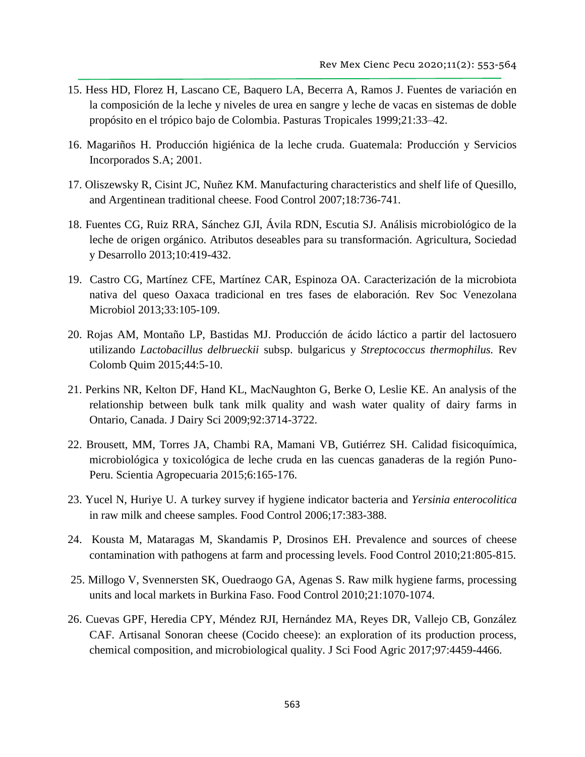15. Hess HD, Florez H, Lascano CE, Baquero LA, Becerra A, Ramos J. Fuentes de variación en la composición de la leche y niveles de urea en sangre y leche de vacas en sistemas de doble propósito en el trópico bajo de Colombia. Pasturas Tropicales 1999;21:33–42.

16. Magariños H. Producción higiénica de la leche cruda. Guatemala: Producción y Servicios Incorporados S.A; 2001.

17. Oliszewsky R, Cisint JC, Nuñez KM. Manufacturing characteristics and shelf life of Quesillo, and Argentinean traditional cheese. Food Control 2007;18:736-741.

18. Fuentes CG, Ruiz RRA, Sánchez GJI, Ávila RDN, Escutia SJ. Análisis microbiológico de la leche de origen orgánico. Atributos deseables para su transformación. Agricultura, Sociedad y Desarrollo 2013;10:419-432.

19. Castro CG, Martínez CFE, Martínez CAR, Espinoza OA. Caracterización de la microbiota nativa del queso Oaxaca tradicional en tres fases de elaboración. Rev Soc Venezolana Microbiol 2013;33:105-109.

20. Rojas AM, Montaño LP, Bastidas MJ. Producción de ácido láctico a partir del lactosuero utilizando *Lactobacillus delbrueckii* subsp. bulgaricus y *Streptococcus thermophilus.* Rev Colomb Quim 2015;44:5-10.

21. Perkins NR, Kelton DF, Hand KL, MacNaughton G, Berke O, Leslie KE. An analysis of the relationship between bulk tank milk quality and wash water quality of dairy farms in Ontario, Canada. J Dairy Sci 2009;92:3714-3722.

22. Brousett, MM, Torres JA, Chambi RA, Mamani VB, Gutiérrez SH. Calidad fisicoquímica, microbiológica y toxicológica de leche cruda en las cuencas ganaderas de la región Puno-Peru. Scientia Agropecuaria 2015;6:165-176.

23. Yucel N, Huriye U. A turkey survey if hygiene indicator bacteria and *Yersinia enterocolitica* in raw milk and cheese samples. Food Control 2006;17:383-388.

24. Kousta M, Mataragas M, Skandamis P, Drosinos EH. Prevalence and sources of cheese contamination with pathogens at farm and processing levels. Food Control 2010;21:805-815.

25. Millogo V, Svennersten SK, Ouedraogo GA, Agenas S. Raw milk hygiene farms, processing units and local markets in Burkina Faso. Food Control 2010;21:1070-1074.

26. Cuevas GPF, Heredia CPY, Méndez RJI, Hernández MA, Reyes DR, Vallejo CB, González CAF. Artisanal Sonoran cheese (Cocido cheese): an exploration of its production process, chemical composition, and microbiological quality. J Sci Food Agric 2017;97:4459-4466.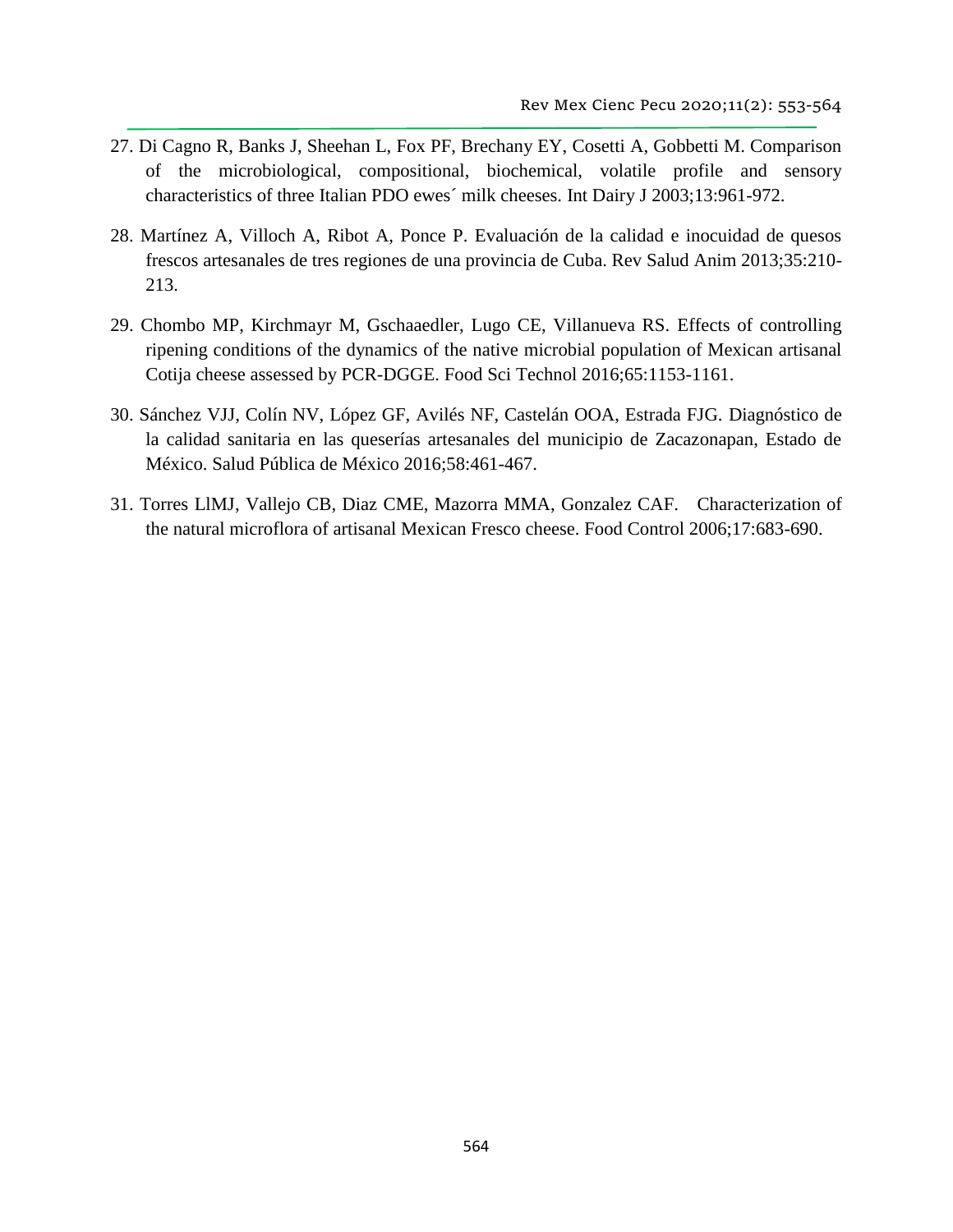27. Di Cagno R, Banks J, Sheehan L, Fox PF, Brechany EY, Cosetti A, Gobbetti M. Comparison of the microbiological, compositional, biochemical, volatile profile and sensory characteristics of three Italian PDO ewes´ milk cheeses. Int Dairy J 2003;13:961-972.

28. Martínez A, Villoch A, Ribot A, Ponce P. Evaluación de la calidad e inocuidad de quesos frescos artesanales de tres regiones de una provincia de Cuba. Rev Salud Anim 2013;35:210-213.

29. Chombo MP, Kirchmayr M, Gschaaedler, Lugo CE, Villanueva RS. Effects of controlling ripening conditions of the dynamics of the native microbial population of Mexican artisanal Cotija cheese assessed by PCR-DGGE. Food Sci Technol 2016;65:1153-1161.

30. Sánchez VJJ, Colín NV, López GF, Avilés NF, Castelán OOA, Estrada FJG. Diagnóstico de la calidad sanitaria en las queserías artesanales del municipio de Zacazonapan, Estado de México. Salud Pública de México 2016;58:461-467.

31. Torres LlMJ, Vallejo CB, Diaz CME, Mazorra MMA, Gonzalez CAF. Characterization of the natural microflora of artisanal Mexican Fresco cheese. Food Control 2006;17:683-690.